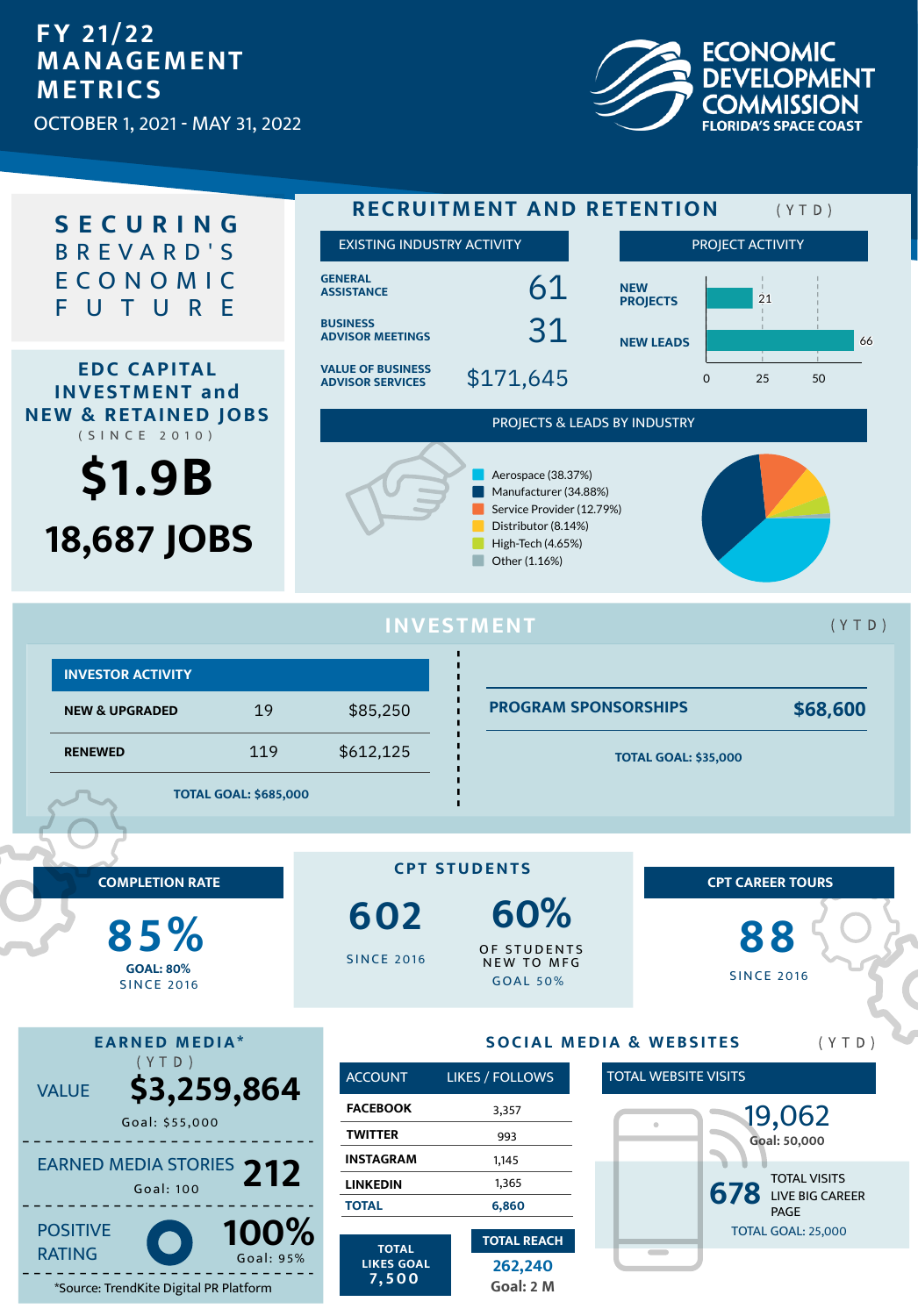# FY 21/22 MANAGEMENT METRICS

OCTOBER 1, 2021 - MAY 31, 2022

ECONOMIC DEVELOPMENT COMMISSION
FLORIDA'S SPACE COAST

## SECURING BREVARD'S ECONOMIC FUTURE

### EDC CAPITAL INVESTMENT and NEW & RETAINED JOBS

(SINCE 2010)

**$1.9B**

**18,687 JOBS**

## RECRUITMENT AND RETENTION (YTD)

### EXISTING INDUSTRY ACTIVITY

| | |
|---|---|
| GENERAL ASSISTANCE | 61 |
| BUSINESS ADVISOR MEETINGS | 31 |
| VALUE OF BUSINESS ADVISOR SERVICES | $171,645 |

### PROJECT ACTIVITY

NEW PROJECTS 21

NEW LEADS 66

0 25 50

### PROJECTS & LEADS BY INDUSTRY

- Aerospace (38.37%)
- Manufacturer (34.88%)
- Service Provider (12.79%)
- Distributor (8.14%)
- High-Tech (4.65%)
- Other (1.16%)

## INVESTMENT (YTD)

### INVESTOR ACTIVITY

| | | |
|---|---|---|
| NEW & UPGRADED | 19 | $85,250 |
| RENEWED | 119 | $612,125 |

TOTAL GOAL: $685,000

| | |
|---|---|
| PROGRAM SPONSORSHIPS | $68,600 |

TOTAL GOAL: $35,000

### COMPLETION RATE

**85%**

GOAL: 80%
SINCE 2016

### CPT STUDENTS

**602**
SINCE 2016

**60%**
OF STUDENTS NEW TO MFG
GOAL 50%

### CPT CAREER TOURS

**88**
SINCE 2016

## EARNED MEDIA* (YTD)

VALUE **$3,259,864**
Goal: $55,000

EARNED MEDIA STORIES **212**
Goal: 100

POSITIVE RATING **100%**
Goal: 95%

*Source: TrendKite Digital PR Platform

## SOCIAL MEDIA & WEBSITES (YTD)

| ACCOUNT | LIKES / FOLLOWS |
|---|---|
| FACEBOOK | 3,357 |
| TWITTER | 993 |
| INSTAGRAM | 1,145 |
| LINKEDIN | 1,365 |
| TOTAL | 6,860 |

TOTAL LIKES GOAL 7,500

TOTAL REACH **262,240**
Goal: 2 M

### TOTAL WEBSITE VISITS

**19,062**
Goal: 50,000

**678** TOTAL VISITS LIVE BIG CAREER PAGE
TOTAL GOAL: 25,000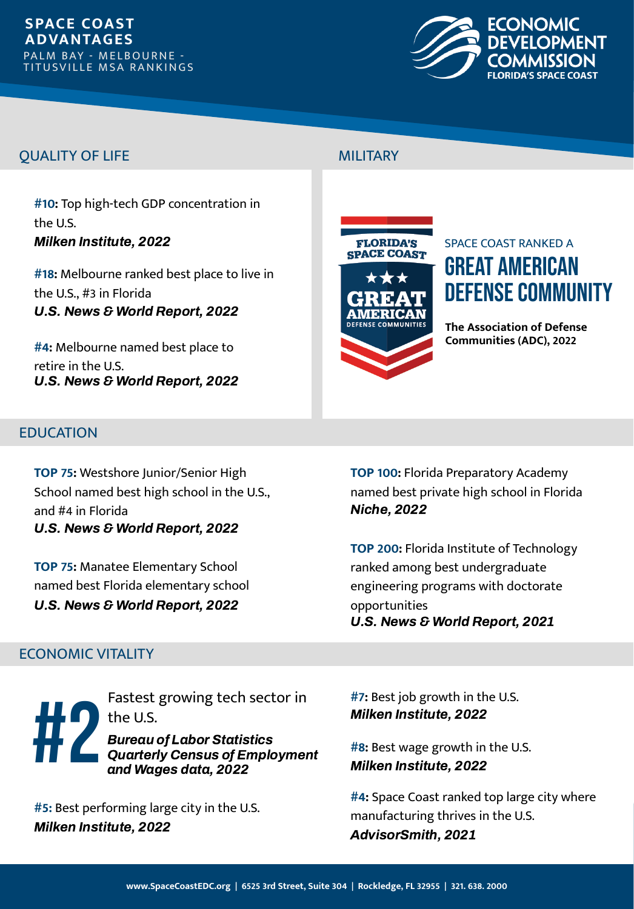**SPACE COAST ADVANTAGES**
PALM BAY - MELBOURNE - TITUSVILLE MSA RANKINGS

ECONOMIC DEVELOPMENT COMMISSION
FLORIDA'S SPACE COAST

## QUALITY OF LIFE

**#10:** Top high-tech GDP concentration in the U.S.
***Milken Institute, 2022***

**#18:** Melbourne ranked best place to live in the U.S., #3 in Florida
***U.S. News & World Report, 2022***

**#4:** Melbourne named best place to retire in the U.S.
***U.S. News & World Report, 2022***

## MILITARY

FLORIDA'S SPACE COAST ★★★ GREAT AMERICAN DEFENSE COMMUNITIES

SPACE COAST RANKED A
**GREAT AMERICAN DEFENSE COMMUNITY**

**The Association of Defense Communities (ADC), 2022**

## EDUCATION

**TOP 75:** Westshore Junior/Senior High School named best high school in the U.S., and #4 in Florida
***U.S. News & World Report, 2022***

**TOP 75:** Manatee Elementary School named best Florida elementary school
***U.S. News & World Report, 2022***

**TOP 100:** Florida Preparatory Academy named best private high school in Florida
***Niche, 2022***

**TOP 200:** Florida Institute of Technology ranked among best undergraduate engineering programs with doctorate opportunities
***U.S. News & World Report, 2021***

## ECONOMIC VITALITY

**#2** Fastest growing tech sector in the U.S.
***Bureau of Labor Statistics Quarterly Census of Employment and Wages data, 2022***

**#5:** Best performing large city in the U.S.
***Milken Institute, 2022***

**#7:** Best job growth in the U.S.
***Milken Institute, 2022***

**#8:** Best wage growth in the U.S.
***Milken Institute, 2022***

**#4:** Space Coast ranked top large city where manufacturing thrives in the U.S.
***AdvisorSmith, 2021***

**www.SpaceCoastEDC.org | 6525 3rd Street, Suite 304 | Rockledge, FL 32955 | 321. 638. 2000**